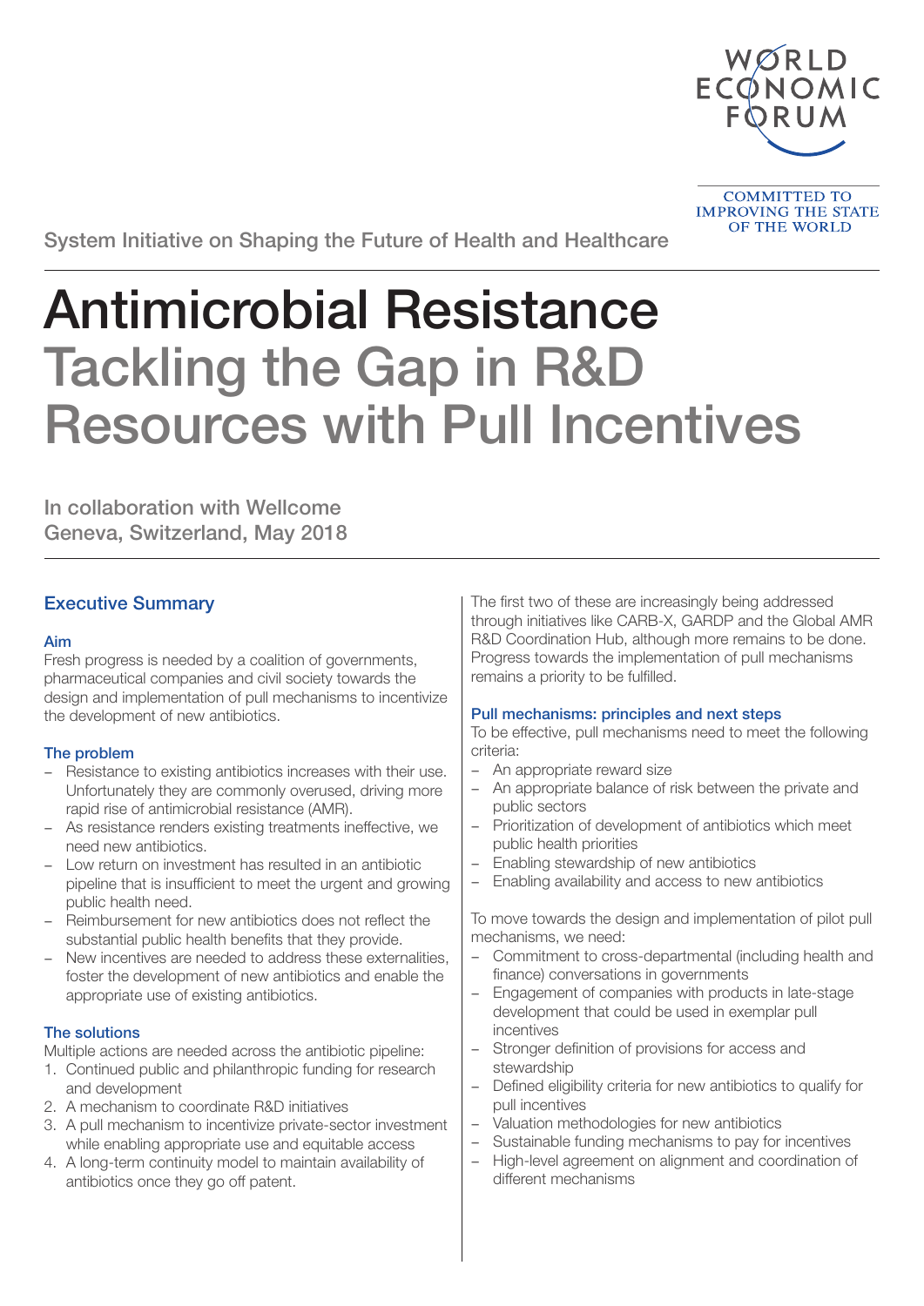WORLD ECONOMIC FORUM

COMMITTED TO IMPROVING THE STATE OF THE WORLD

System Initiative on Shaping the Future of Health and Healthcare

# Antimicrobial Resistance Tackling the Gap in R&D Resources with Pull Incentives

In collaboration with Wellcome
Geneva, Switzerland, May 2018

## Executive Summary

### Aim

Fresh progress is needed by a coalition of governments, pharmaceutical companies and civil society towards the design and implementation of pull mechanisms to incentivize the development of new antibiotics.

### The problem

- Resistance to existing antibiotics increases with their use. Unfortunately they are commonly overused, driving more rapid rise of antimicrobial resistance (AMR).
- As resistance renders existing treatments ineffective, we need new antibiotics.
- Low return on investment has resulted in an antibiotic pipeline that is insufficient to meet the urgent and growing public health need.
- Reimbursement for new antibiotics does not reflect the substantial public health benefits that they provide.
- New incentives are needed to address these externalities, foster the development of new antibiotics and enable the appropriate use of existing antibiotics.

### The solutions

Multiple actions are needed across the antibiotic pipeline:

1. Continued public and philanthropic funding for research and development
2. A mechanism to coordinate R&D initiatives
3. A pull mechanism to incentivize private-sector investment while enabling appropriate use and equitable access
4. A long-term continuity model to maintain availability of antibiotics once they go off patent.

The first two of these are increasingly being addressed through initiatives like CARB-X, GARDP and the Global AMR R&D Coordination Hub, although more remains to be done. Progress towards the implementation of pull mechanisms remains a priority to be fulfilled.

### Pull mechanisms: principles and next steps

To be effective, pull mechanisms need to meet the following criteria:

- An appropriate reward size
- An appropriate balance of risk between the private and public sectors
- Prioritization of development of antibiotics which meet public health priorities
- Enabling stewardship of new antibiotics
- Enabling availability and access to new antibiotics

To move towards the design and implementation of pilot pull mechanisms, we need:

- Commitment to cross-departmental (including health and finance) conversations in governments
- Engagement of companies with products in late-stage development that could be used in exemplar pull incentives
- Stronger definition of provisions for access and stewardship
- Defined eligibility criteria for new antibiotics to qualify for pull incentives
- Valuation methodologies for new antibiotics
- Sustainable funding mechanisms to pay for incentives
- High-level agreement on alignment and coordination of different mechanisms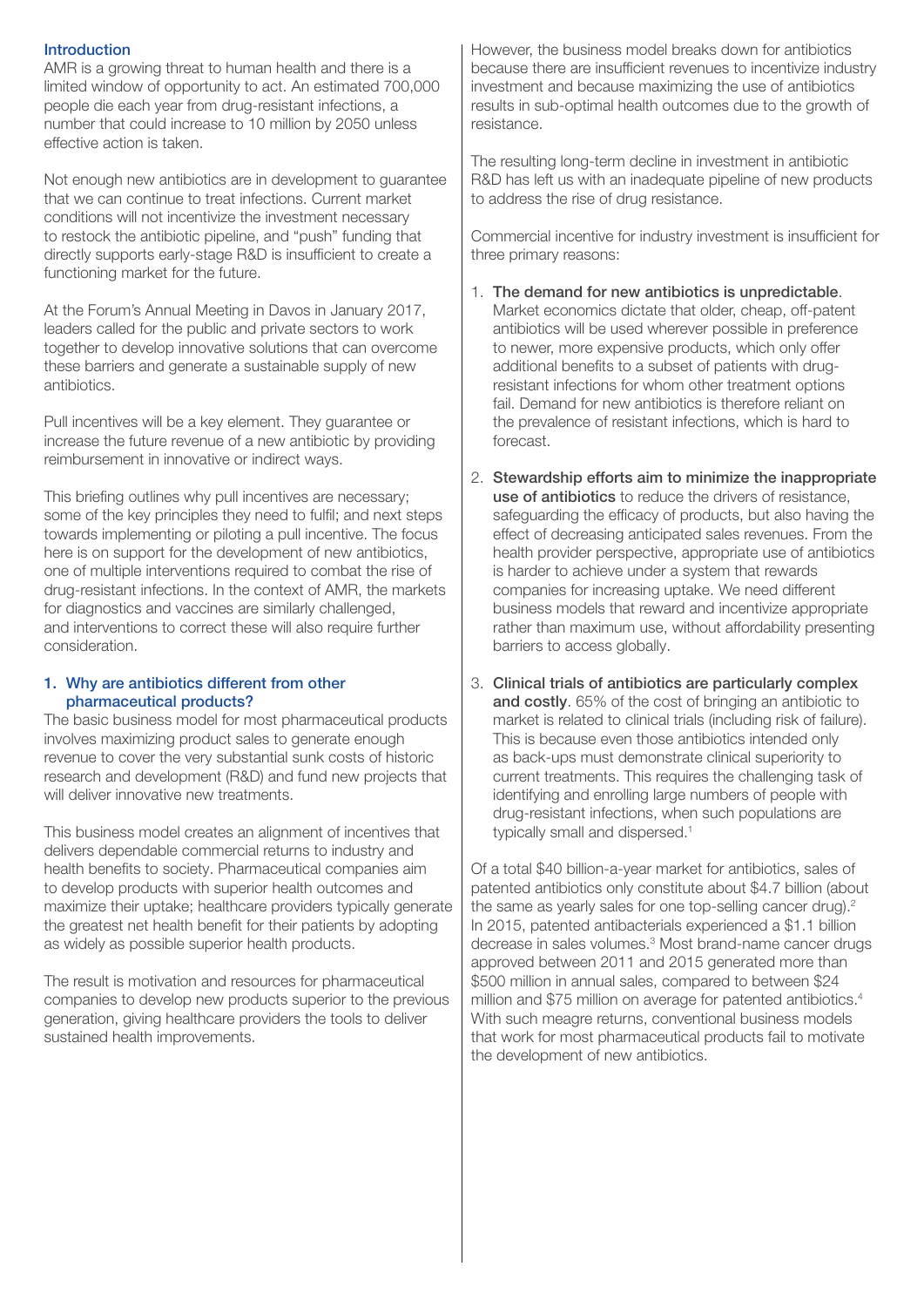## Introduction

AMR is a growing threat to human health and there is a limited window of opportunity to act. An estimated 700,000 people die each year from drug-resistant infections, a number that could increase to 10 million by 2050 unless effective action is taken.

Not enough new antibiotics are in development to guarantee that we can continue to treat infections. Current market conditions will not incentivize the investment necessary to restock the antibiotic pipeline, and "push" funding that directly supports early-stage R&D is insufficient to create a functioning market for the future.

At the Forum's Annual Meeting in Davos in January 2017, leaders called for the public and private sectors to work together to develop innovative solutions that can overcome these barriers and generate a sustainable supply of new antibiotics.

Pull incentives will be a key element. They guarantee or increase the future revenue of a new antibiotic by providing reimbursement in innovative or indirect ways.

This briefing outlines why pull incentives are necessary; some of the key principles they need to fulfil; and next steps towards implementing or piloting a pull incentive. The focus here is on support for the development of new antibiotics, one of multiple interventions required to combat the rise of drug-resistant infections. In the context of AMR, the markets for diagnostics and vaccines are similarly challenged, and interventions to correct these will also require further consideration.

## 1. Why are antibiotics different from other pharmaceutical products?

The basic business model for most pharmaceutical products involves maximizing product sales to generate enough revenue to cover the very substantial sunk costs of historic research and development (R&D) and fund new projects that will deliver innovative new treatments.

This business model creates an alignment of incentives that delivers dependable commercial returns to industry and health benefits to society. Pharmaceutical companies aim to develop products with superior health outcomes and maximize their uptake; healthcare providers typically generate the greatest net health benefit for their patients by adopting as widely as possible superior health products.

The result is motivation and resources for pharmaceutical companies to develop new products superior to the previous generation, giving healthcare providers the tools to deliver sustained health improvements.

However, the business model breaks down for antibiotics because there are insufficient revenues to incentivize industry investment and because maximizing the use of antibiotics results in sub-optimal health outcomes due to the growth of resistance.

The resulting long-term decline in investment in antibiotic R&D has left us with an inadequate pipeline of new products to address the rise of drug resistance.

Commercial incentive for industry investment is insufficient for three primary reasons:

1. **The demand for new antibiotics is unpredictable**. Market economics dictate that older, cheap, off-patent antibiotics will be used wherever possible in preference to newer, more expensive products, which only offer additional benefits to a subset of patients with drug-resistant infections for whom other treatment options fail. Demand for new antibiotics is therefore reliant on the prevalence of resistant infections, which is hard to forecast.
2. **Stewardship efforts aim to minimize the inappropriate use of antibiotics** to reduce the drivers of resistance, safeguarding the efficacy of products, but also having the effect of decreasing anticipated sales revenues. From the health provider perspective, appropriate use of antibiotics is harder to achieve under a system that rewards companies for increasing uptake. We need different business models that reward and incentivize appropriate rather than maximum use, without affordability presenting barriers to access globally.
3. **Clinical trials of antibiotics are particularly complex and costly**. 65% of the cost of bringing an antibiotic to market is related to clinical trials (including risk of failure). This is because even those antibiotics intended only as back-ups must demonstrate clinical superiority to current treatments. This requires the challenging task of identifying and enrolling large numbers of people with drug-resistant infections, when such populations are typically small and dispersed.[1]

Of a total $40 billion-a-year market for antibiotics, sales of patented antibiotics only constitute about $4.7 billion (about the same as yearly sales for one top-selling cancer drug).[2] In 2015, patented antibacterials experienced a $1.1 billion decrease in sales volumes.[3] Most brand-name cancer drugs approved between 2011 and 2015 generated more than $500 million in annual sales, compared to between $24 million and $75 million on average for patented antibiotics.[4] With such meagre returns, conventional business models that work for most pharmaceutical products fail to motivate the development of new antibiotics.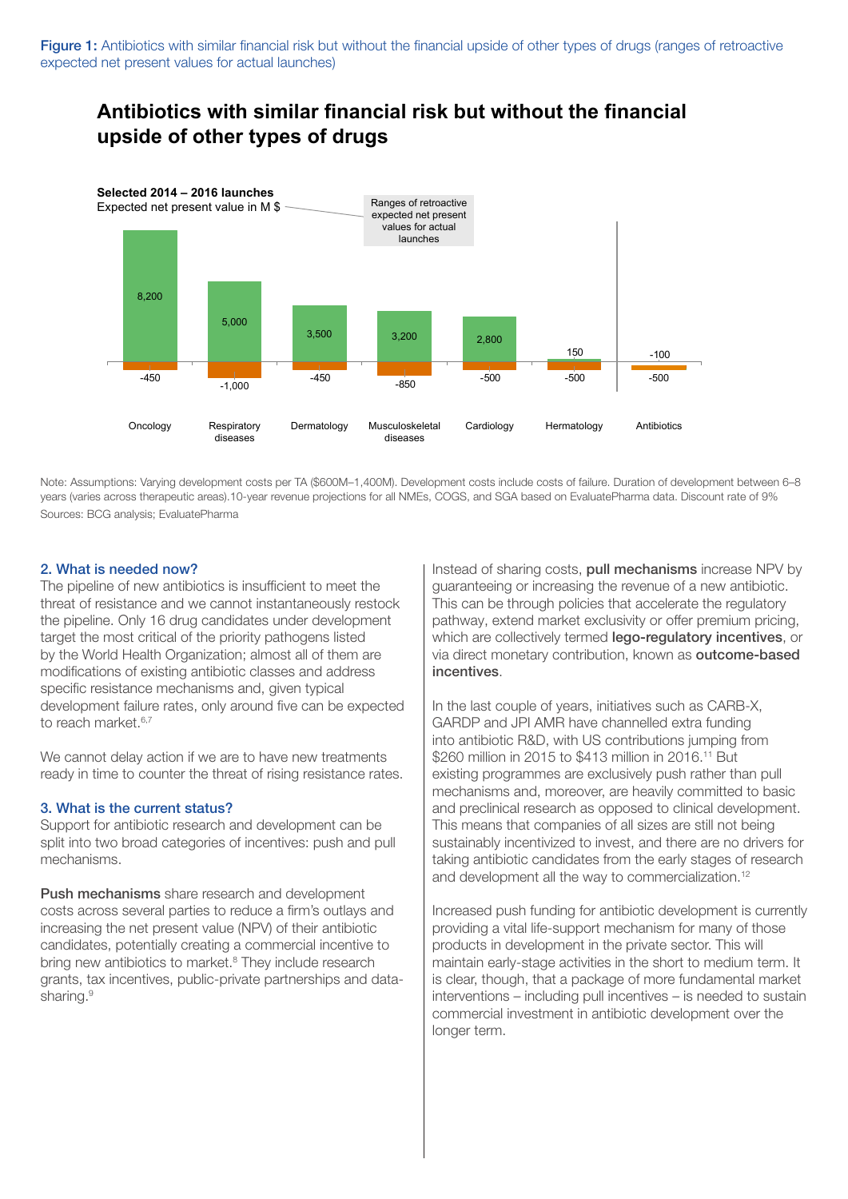**Figure 1:** Antibiotics with similar financial risk but without the financial upside of other types of drugs (ranges of retroactive expected net present values for actual launches)

## Antibiotics with similar financial risk but without the financial upside of other types of drugs

**Selected 2014 – 2016 launches**
Expected net present value in M $

Ranges of retroactive expected net present values for actual launches

| | Oncology | Respiratory diseases | Dermatology | Musculoskeletal diseases | Cardiology | Hermatology | Antibiotics |
|---|---|---|---|---|---|---|---|
| Upper | 8,200 | 5,000 | 3,500 | 3,200 | 2,800 | 150 | -100 |
| Lower | -450 | -1,000 | -450 | -850 | -500 | -500 | -500 |

Note: Assumptions: Varying development costs per TA ($600M–1,400M). Development costs include costs of failure. Duration of development between 6–8 years (varies across therapeutic areas).10-year revenue projections for all NMEs, COGS, and SGA based on EvaluatePharma data. Discount rate of 9%

Sources: BCG analysis; EvaluatePharma

### 2. What is needed now?

The pipeline of new antibiotics is insufficient to meet the threat of resistance and we cannot instantaneously restock the pipeline. Only 16 drug candidates under development target the most critical of the priority pathogens listed by the World Health Organization; almost all of them are modifications of existing antibiotic classes and address specific resistance mechanisms and, given typical development failure rates, only around five can be expected to reach market.[6,7]

We cannot delay action if we are to have new treatments ready in time to counter the threat of rising resistance rates.

### 3. What is the current status?

Support for antibiotic research and development can be split into two broad categories of incentives: push and pull mechanisms.

**Push mechanisms** share research and development costs across several parties to reduce a firm's outlays and increasing the net present value (NPV) of their antibiotic candidates, potentially creating a commercial incentive to bring new antibiotics to market.[8] They include research grants, tax incentives, public-private partnerships and data-sharing.[9]

Instead of sharing costs, **pull mechanisms** increase NPV by guaranteeing or increasing the revenue of a new antibiotic. This can be through policies that accelerate the regulatory pathway, extend market exclusivity or offer premium pricing, which are collectively termed **lego-regulatory incentives**, or via direct monetary contribution, known as **outcome-based incentives**.

In the last couple of years, initiatives such as CARB-X, GARDP and JPI AMR have channelled extra funding into antibiotic R&D, with US contributions jumping from $260 million in 2015 to $413 million in 2016.[11] But existing programmes are exclusively push rather than pull mechanisms and, moreover, are heavily committed to basic and preclinical research as opposed to clinical development. This means that companies of all sizes are still not being sustainably incentivized to invest, and there are no drivers for taking antibiotic candidates from the early stages of research and development all the way to commercialization.[12]

Increased push funding for antibiotic development is currently providing a vital life-support mechanism for many of those products in development in the private sector. This will maintain early-stage activities in the short to medium term. It is clear, though, that a package of more fundamental market interventions – including pull incentives – is needed to sustain commercial investment in antibiotic development over the longer term.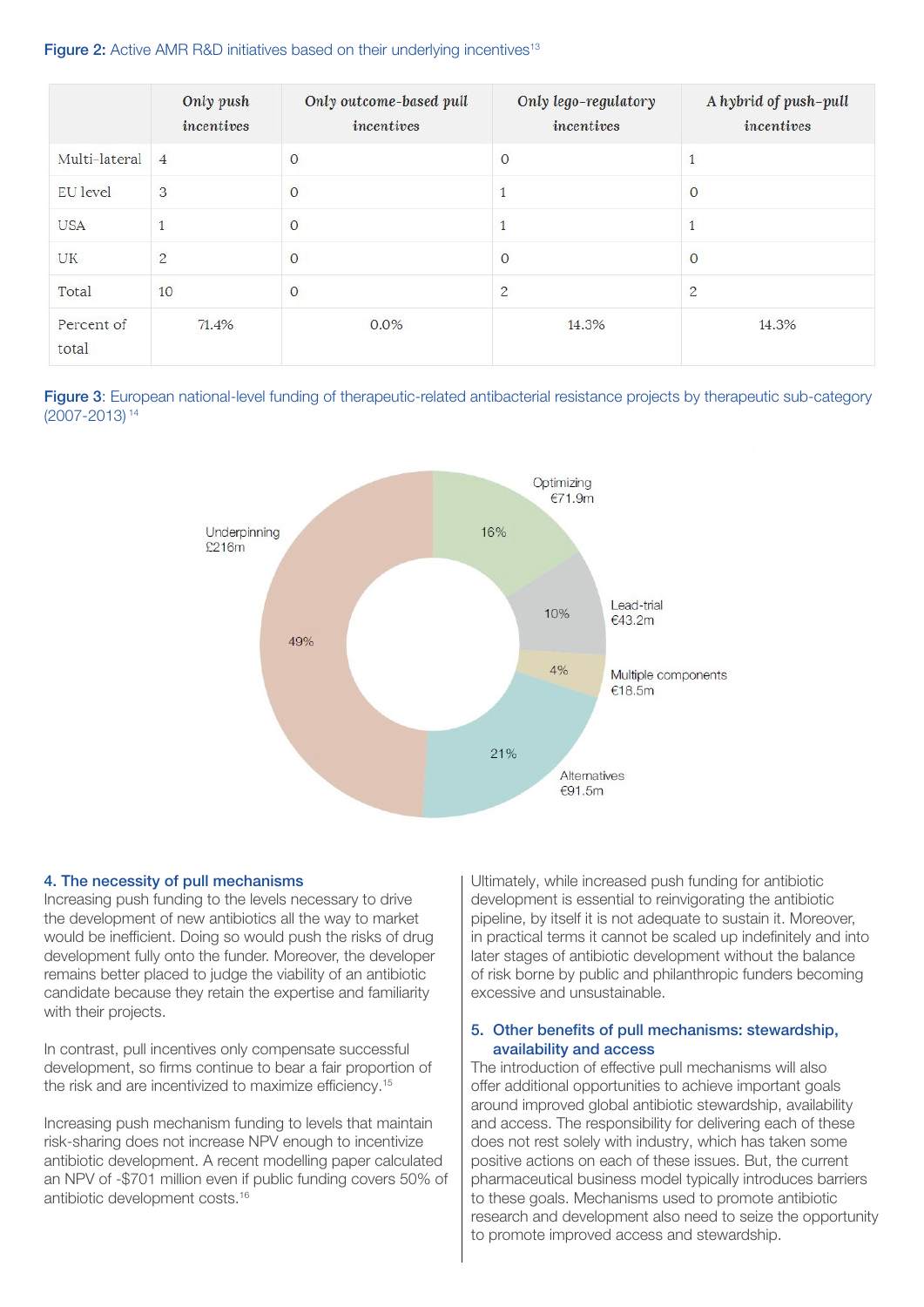**Figure 2:** Active AMR R&D initiatives based on their underlying incentives[13]

| | Only push incentives | Only outcome-based pull incentives | Only lego-regulatory incentives | A hybrid of push-pull incentives |
|---|---|---|---|---|
| Multi-lateral | 4 | 0 | 0 | 1 |
| EU level | 3 | 0 | 1 | 0 |
| USA | 1 | 0 | 1 | 1 |
| UK | 2 | 0 | 0 | 0 |
| Total | 10 | 0 | 2 | 2 |
| Percent of total | 71.4% | 0.0% | 14.3% | 14.3% |

**Figure 3**: European national-level funding of therapeutic-related antibacterial resistance projects by therapeutic sub-category (2007-2013)[14]

| Sub-category | Funding | Share |
|---|---|---|
| Underpinning | £216m | 49% |
| Optimizing | €71.9m | 16% |
| Lead-trial | €43.2m | 10% |
| Multiple components | €18.5m | 4% |
| Alternatives | €91.5m | 21% |

### 4. The necessity of pull mechanisms

Increasing push funding to the levels necessary to drive the development of new antibiotics all the way to market would be inefficient. Doing so would push the risks of drug development fully onto the funder. Moreover, the developer remains better placed to judge the viability of an antibiotic candidate because they retain the expertise and familiarity with their projects.

In contrast, pull incentives only compensate successful development, so firms continue to bear a fair proportion of the risk and are incentivized to maximize efficiency.[15]

Increasing push mechanism funding to levels that maintain risk-sharing does not increase NPV enough to incentivize antibiotic development. A recent modelling paper calculated an NPV of -$701 million even if public funding covers 50% of antibiotic development costs.[16]

Ultimately, while increased push funding for antibiotic development is essential to reinvigorating the antibiotic pipeline, by itself it is not adequate to sustain it. Moreover, in practical terms it cannot be scaled up indefinitely and into later stages of antibiotic development without the balance of risk borne by public and philanthropic funders becoming excessive and unsustainable.

### 5. Other benefits of pull mechanisms: stewardship, availability and access

The introduction of effective pull mechanisms will also offer additional opportunities to achieve important goals around improved global antibiotic stewardship, availability and access. The responsibility for delivering each of these does not rest solely with industry, which has taken some positive actions on each of these issues. But, the current pharmaceutical business model typically introduces barriers to these goals. Mechanisms used to promote antibiotic research and development also need to seize the opportunity to promote improved access and stewardship.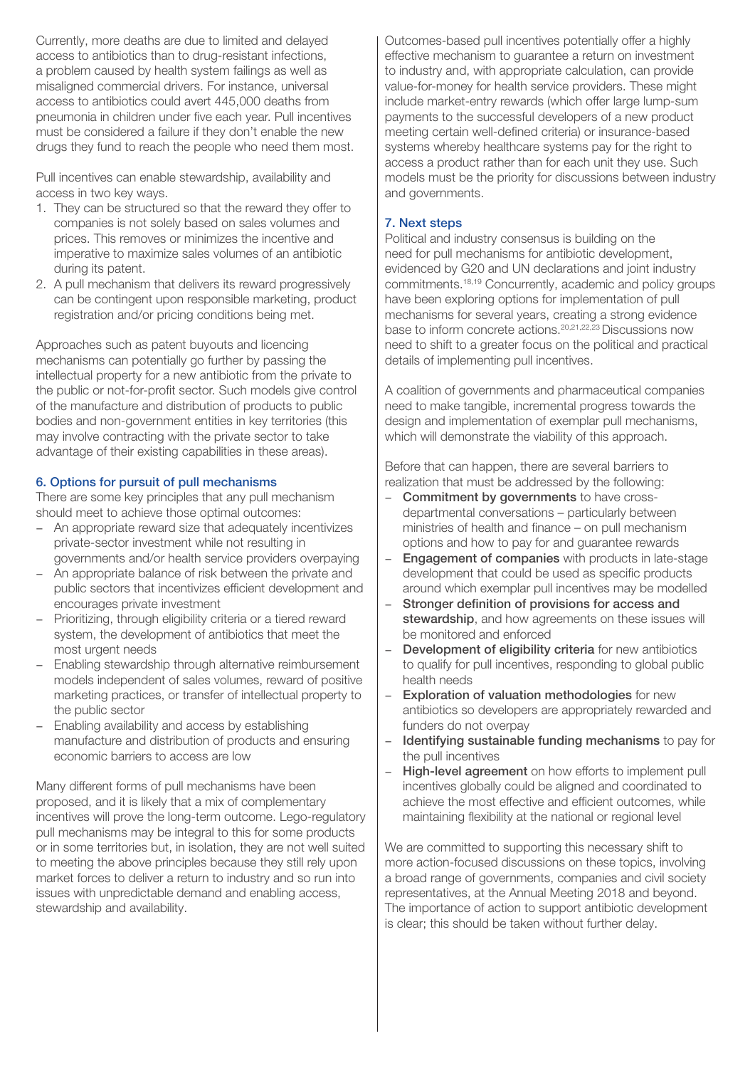Currently, more deaths are due to limited and delayed access to antibiotics than to drug-resistant infections, a problem caused by health system failings as well as misaligned commercial drivers. For instance, universal access to antibiotics could avert 445,000 deaths from pneumonia in children under five each year. Pull incentives must be considered a failure if they don't enable the new drugs they fund to reach the people who need them most.

Pull incentives can enable stewardship, availability and access in two key ways.

1. They can be structured so that the reward they offer to companies is not solely based on sales volumes and prices. This removes or minimizes the incentive and imperative to maximize sales volumes of an antibiotic during its patent.
2. A pull mechanism that delivers its reward progressively can be contingent upon responsible marketing, product registration and/or pricing conditions being met.

Approaches such as patent buyouts and licencing mechanisms can potentially go further by passing the intellectual property for a new antibiotic from the private to the public or not-for-profit sector. Such models give control of the manufacture and distribution of products to public bodies and non-government entities in key territories (this may involve contracting with the private sector to take advantage of their existing capabilities in these areas).

## 6. Options for pursuit of pull mechanisms

There are some key principles that any pull mechanism should meet to achieve those optimal outcomes:

- An appropriate reward size that adequately incentivizes private-sector investment while not resulting in governments and/or health service providers overpaying
- An appropriate balance of risk between the private and public sectors that incentivizes efficient development and encourages private investment
- Prioritizing, through eligibility criteria or a tiered reward system, the development of antibiotics that meet the most urgent needs
- Enabling stewardship through alternative reimbursement models independent of sales volumes, reward of positive marketing practices, or transfer of intellectual property to the public sector
- Enabling availability and access by establishing manufacture and distribution of products and ensuring economic barriers to access are low

Many different forms of pull mechanisms have been proposed, and it is likely that a mix of complementary incentives will prove the long-term outcome. Lego-regulatory pull mechanisms may be integral to this for some products or in some territories but, in isolation, they are not well suited to meeting the above principles because they still rely upon market forces to deliver a return to industry and so run into issues with unpredictable demand and enabling access, stewardship and availability.

Outcomes-based pull incentives potentially offer a highly effective mechanism to guarantee a return on investment to industry and, with appropriate calculation, can provide value-for-money for health service providers. These might include market-entry rewards (which offer large lump-sum payments to the successful developers of a new product meeting certain well-defined criteria) or insurance-based systems whereby healthcare systems pay for the right to access a product rather than for each unit they use. Such models must be the priority for discussions between industry and governments.

## 7. Next steps

Political and industry consensus is building on the need for pull mechanisms for antibiotic development, evidenced by G20 and UN declarations and joint industry commitments.[18,19] Concurrently, academic and policy groups have been exploring options for implementation of pull mechanisms for several years, creating a strong evidence base to inform concrete actions.[20,21,22,23] Discussions now need to shift to a greater focus on the political and practical details of implementing pull incentives.

A coalition of governments and pharmaceutical companies need to make tangible, incremental progress towards the design and implementation of exemplar pull mechanisms, which will demonstrate the viability of this approach.

Before that can happen, there are several barriers to realization that must be addressed by the following:

- **Commitment by governments** to have cross-departmental conversations – particularly between ministries of health and finance – on pull mechanism options and how to pay for and guarantee rewards
- **Engagement of companies** with products in late-stage development that could be used as specific products around which exemplar pull incentives may be modelled
- **Stronger definition of provisions for access and stewardship**, and how agreements on these issues will be monitored and enforced
- **Development of eligibility criteria** for new antibiotics to qualify for pull incentives, responding to global public health needs
- **Exploration of valuation methodologies** for new antibiotics so developers are appropriately rewarded and funders do not overpay
- **Identifying sustainable funding mechanisms** to pay for the pull incentives
- **High-level agreement** on how efforts to implement pull incentives globally could be aligned and coordinated to achieve the most effective and efficient outcomes, while maintaining flexibility at the national or regional level

We are committed to supporting this necessary shift to more action-focused discussions on these topics, involving a broad range of governments, companies and civil society representatives, at the Annual Meeting 2018 and beyond. The importance of action to support antibiotic development is clear; this should be taken without further delay.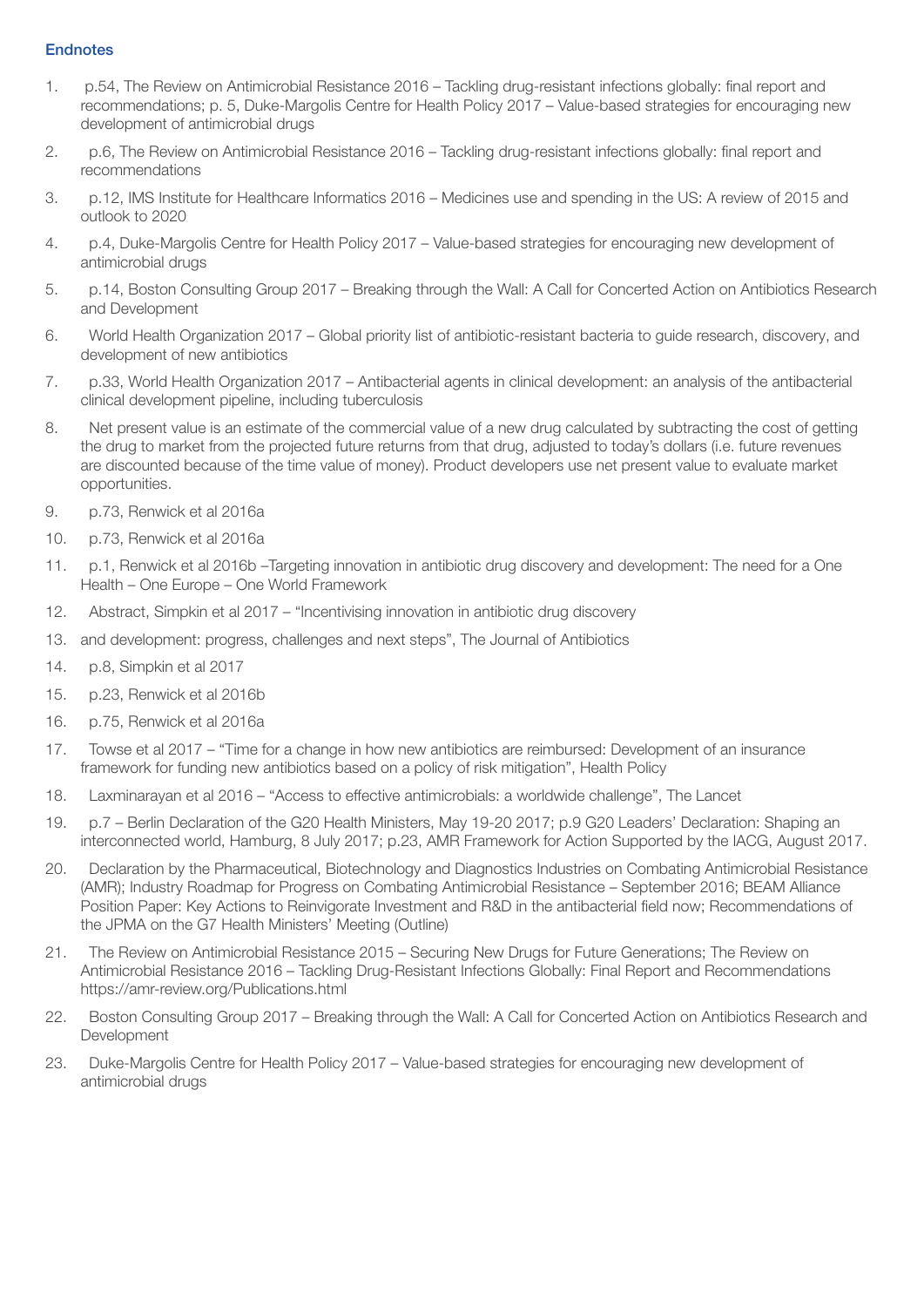### Endnotes

1. p.54, The Review on Antimicrobial Resistance 2016 – Tackling drug-resistant infections globally: final report and recommendations; p. 5, Duke-Margolis Centre for Health Policy 2017 – Value-based strategies for encouraging new development of antimicrobial drugs
2. p.6, The Review on Antimicrobial Resistance 2016 – Tackling drug-resistant infections globally: final report and recommendations
3. p.12, IMS Institute for Healthcare Informatics 2016 – Medicines use and spending in the US: A review of 2015 and outlook to 2020
4. p.4, Duke-Margolis Centre for Health Policy 2017 – Value-based strategies for encouraging new development of antimicrobial drugs
5. p.14, Boston Consulting Group 2017 – Breaking through the Wall: A Call for Concerted Action on Antibiotics Research and Development
6. World Health Organization 2017 – Global priority list of antibiotic-resistant bacteria to guide research, discovery, and development of new antibiotics
7. p.33, World Health Organization 2017 – Antibacterial agents in clinical development: an analysis of the antibacterial clinical development pipeline, including tuberculosis
8. Net present value is an estimate of the commercial value of a new drug calculated by subtracting the cost of getting the drug to market from the projected future returns from that drug, adjusted to today's dollars (i.e. future revenues are discounted because of the time value of money). Product developers use net present value to evaluate market opportunities.
9. p.73, Renwick et al 2016a
10. p.73, Renwick et al 2016a
11. p.1, Renwick et al 2016b –Targeting innovation in antibiotic drug discovery and development: The need for a One Health – One Europe – One World Framework
12. Abstract, Simpkin et al 2017 – "Incentivising innovation in antibiotic drug discovery
13. and development: progress, challenges and next steps", The Journal of Antibiotics
14. p.8, Simpkin et al 2017
15. p.23, Renwick et al 2016b
16. p.75, Renwick et al 2016a
17. Towse et al 2017 – "Time for a change in how new antibiotics are reimbursed: Development of an insurance framework for funding new antibiotics based on a policy of risk mitigation", Health Policy
18. Laxminarayan et al 2016 – "Access to effective antimicrobials: a worldwide challenge", The Lancet
19. p.7 – Berlin Declaration of the G20 Health Ministers, May 19-20 2017; p.9 G20 Leaders' Declaration: Shaping an interconnected world, Hamburg, 8 July 2017; p.23, AMR Framework for Action Supported by the IACG, August 2017.
20. Declaration by the Pharmaceutical, Biotechnology and Diagnostics Industries on Combating Antimicrobial Resistance (AMR); Industry Roadmap for Progress on Combating Antimicrobial Resistance – September 2016; BEAM Alliance Position Paper: Key Actions to Reinvigorate Investment and R&D in the antibacterial field now; Recommendations of the JPMA on the G7 Health Ministers' Meeting (Outline)
21. The Review on Antimicrobial Resistance 2015 – Securing New Drugs for Future Generations; The Review on Antimicrobial Resistance 2016 – Tackling Drug-Resistant Infections Globally: Final Report and Recommendations https://amr-review.org/Publications.html
22. Boston Consulting Group 2017 – Breaking through the Wall: A Call for Concerted Action on Antibiotics Research and Development
23. Duke-Margolis Centre for Health Policy 2017 – Value-based strategies for encouraging new development of antimicrobial drugs